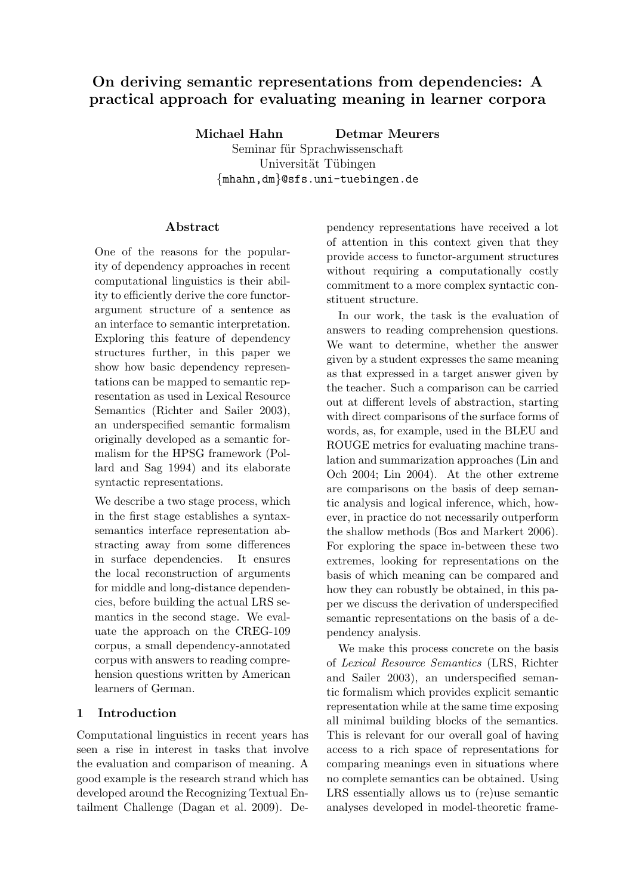# On deriving semantic representations from dependencies: A practical approach for evaluating meaning in learner corpora

**Michael Hahn** **Detmar Meurers**
Seminar für Sprachwissenschaft
Universität Tübingen
{mhahn,dm}@sfs.uni-tuebingen.de

## Abstract

One of the reasons for the popularity of dependency approaches in recent computational linguistics is their ability to efficiently derive the core functor-argument structure of a sentence as an interface to semantic interpretation. Exploring this feature of dependency structures further, in this paper we show how basic dependency representations can be mapped to semantic representation as used in Lexical Resource Semantics (Richter and Sailer 2003), an underspecified semantic formalism originally developed as a semantic formalism for the HPSG framework (Pollard and Sag 1994) and its elaborate syntactic representations.

We describe a two stage process, which in the first stage establishes a syntax-semantics interface representation abstracting away from some differences in surface dependencies. It ensures the local reconstruction of arguments for middle and long-distance dependencies, before building the actual LRS semantics in the second stage. We evaluate the approach on the CREG-109 corpus, a small dependency-annotated corpus with answers to reading comprehension questions written by American learners of German.

## 1 Introduction

Computational linguistics in recent years has seen a rise in interest in tasks that involve the evaluation and comparison of meaning. A good example is the research strand which has developed around the Recognizing Textual Entailment Challenge (Dagan et al. 2009). Dependency representations have received a lot of attention in this context given that they provide access to functor-argument structures without requiring a computationally costly commitment to a more complex syntactic constituent structure.

In our work, the task is the evaluation of answers to reading comprehension questions. We want to determine, whether the answer given by a student expresses the same meaning as that expressed in a target answer given by the teacher. Such a comparison can be carried out at different levels of abstraction, starting with direct comparisons of the surface forms of words, as, for example, used in the BLEU and ROUGE metrics for evaluating machine translation and summarization approaches (Lin and Och 2004; Lin 2004). At the other extreme are comparisons on the basis of deep semantic analysis and logical inference, which, however, in practice do not necessarily outperform the shallow methods (Bos and Markert 2006). For exploring the space in-between these two extremes, looking for representations on the basis of which meaning can be compared and how they can robustly be obtained, in this paper we discuss the derivation of underspecified semantic representations on the basis of a dependency analysis.

We make this process concrete on the basis of *Lexical Resource Semantics* (LRS, Richter and Sailer 2003), an underspecified semantic formalism which provides explicit semantic representation while at the same time exposing all minimal building blocks of the semantics. This is relevant for our overall goal of having access to a rich space of representations for comparing meanings even in situations where no complete semantics can be obtained. Using LRS essentially allows us to (re)use semantic analyses developed in model-theoretic frame-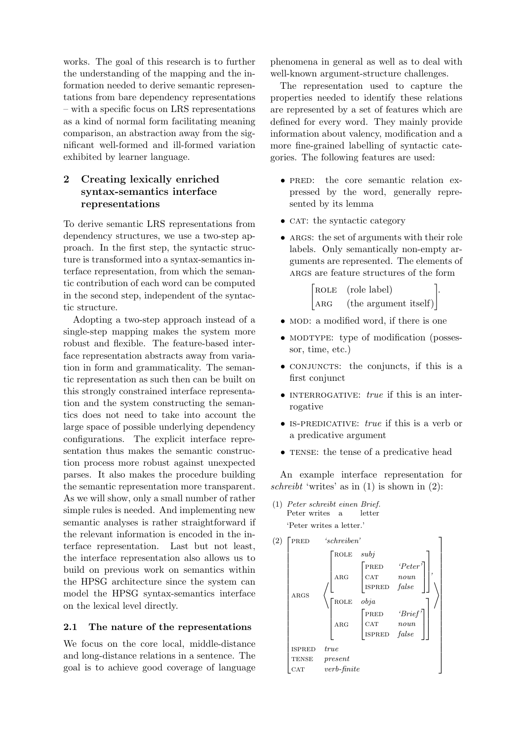works. The goal of this research is to further the understanding of the mapping and the information needed to derive semantic representations from bare dependency representations – with a specific focus on LRS representations as a kind of normal form facilitating meaning comparison, an abstraction away from the significant well-formed and ill-formed variation exhibited by learner language.

## 2 Creating lexically enriched syntax-semantics interface representations

To derive semantic LRS representations from dependency structures, we use a two-step approach. In the first step, the syntactic structure is transformed into a syntax-semantics interface representation, from which the semantic contribution of each word can be computed in the second step, independent of the syntactic structure.

Adopting a two-step approach instead of a single-step mapping makes the system more robust and flexible. The feature-based interface representation abstracts away from variation in form and grammaticality. The semantic representation as such then can be built on this strongly constrained interface representation and the system constructing the semantics does not need to take into account the large space of possible underlying dependency configurations. The explicit interface representation thus makes the semantic construction process more robust against unexpected parses. It also makes the procedure building the semantic representation more transparent. As we will show, only a small number of rather simple rules is needed. And implementing new semantic analyses is rather straightforward if the relevant information is encoded in the interface representation. Last but not least, the interface representation also allows us to build on previous work on semantics within the HPSG architecture since the system can model the HPSG syntax-semantics interface on the lexical level directly.

### 2.1 The nature of the representations

We focus on the core local, middle-distance and long-distance relations in a sentence. The goal is to achieve good coverage of language phenomena in general as well as to deal with well-known argument-structure challenges.

The representation used to capture the properties needed to identify these relations are represented by a set of features which are defined for every word. They mainly provide information about valency, modification and a more fine-grained labelling of syntactic categories. The following features are used:

- PRED: the core semantic relation expressed by the word, generally represented by its lemma
- CAT: the syntactic category
- ARGS: the set of arguments with their role labels. Only semantically non-empty arguments are represented. The elements of ARGS are feature structures of the form

$$\begin{bmatrix} \text{ROLE} & \text{(role label)} \\ \text{ARG} & \text{(the argument itself)} \end{bmatrix}.$$

- MOD: a modified word, if there is one
- MODTYPE: type of modification (possessor, time, etc.)
- CONJUNCTS: the conjuncts, if this is a first conjunct
- INTERROGATIVE: *true* if this is an interrogative
- IS-PREDICATIVE: *true* if this is a verb or a predicative argument
- TENSE: the tense of a predicative head

An example interface representation for *schreibt* 'writes' as in (1) is shown in (2):

(1) *Peter schreibt einen Brief.*
Peter writes a letter
'Peter writes a letter.'

$$(2)\quad \begin{bmatrix} \text{PRED} & \textit{'schreiben'} \\ \text{ARGS} & \left\langle \begin{bmatrix} \text{ROLE} & \textit{subj} \\ \text{ARG} & \begin{bmatrix} \text{PRED} & \textit{'Peter'} \\ \text{CAT} & \textit{noun} \\ \text{ISPRED} & \textit{false} \end{bmatrix} \end{bmatrix}, \begin{bmatrix} \text{ROLE} & \textit{obja} \\ \text{ARG} & \begin{bmatrix} \text{PRED} & \textit{'Brief'} \\ \text{CAT} & \textit{noun} \\ \text{ISPRED} & \textit{false} \end{bmatrix} \end{bmatrix} \right\rangle \\ \text{ISPRED} & \textit{true} \\ \text{TENSE} & \textit{present} \\ \text{CAT} & \textit{verb-finite} \end{bmatrix}$$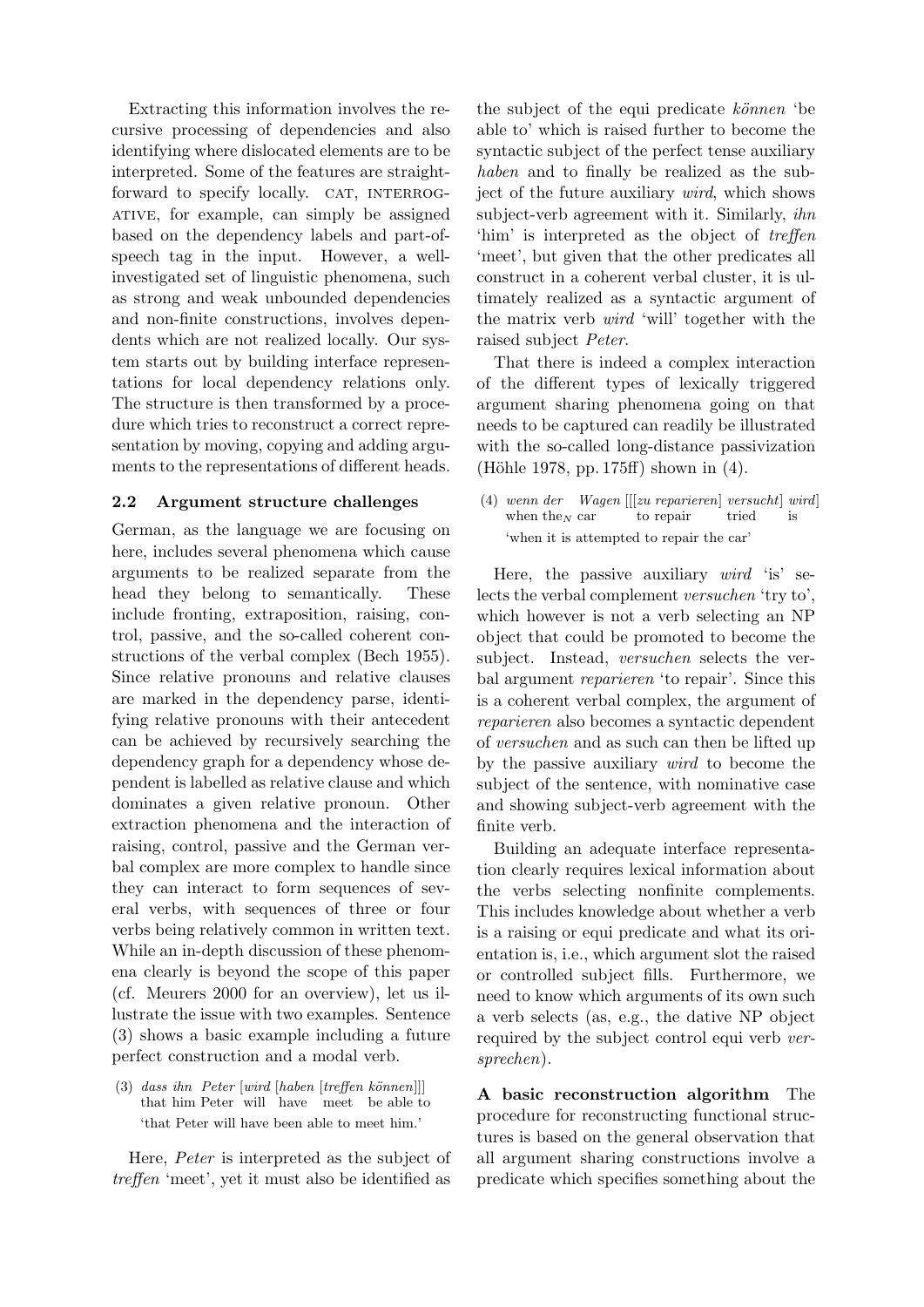Extracting this information involves the recursive processing of dependencies and also identifying where dislocated elements are to be interpreted. Some of the features are straightforward to specify locally. CAT, INTERROGATIVE, for example, can simply be assigned based on the dependency labels and part-of-speech tag in the input. However, a well-investigated set of linguistic phenomena, such as strong and weak unbounded dependencies and non-finite constructions, involves dependents which are not realized locally. Our system starts out by building interface representations for local dependency relations only. The structure is then transformed by a procedure which tries to reconstruct a correct representation by moving, copying and adding arguments to the representations of different heads.

### 2.2 Argument structure challenges

German, as the language we are focusing on here, includes several phenomena which cause arguments to be realized separate from the head they belong to semantically. These include fronting, extraposition, raising, control, passive, and the so-called coherent constructions of the verbal complex (Bech 1955). Since relative pronouns and relative clauses are marked in the dependency parse, identifying relative pronouns with their antecedent can be achieved by recursively searching the dependency graph for a dependency whose dependent is labelled as relative clause and which dominates a given relative pronoun. Other extraction phenomena and the interaction of raising, control, passive and the German verbal complex are more complex to handle since they can interact to form sequences of several verbs, with sequences of three or four verbs being relatively common in written text. While an in-depth discussion of these phenomena clearly is beyond the scope of this paper (cf. Meurers 2000 for an overview), let us illustrate the issue with two examples. Sentence (3) shows a basic example including a future perfect construction and a modal verb.

(3) *dass ihn Peter [wird [haben [treffen können]]]*
that him Peter will have meet be able to
'that Peter will have been able to meet him.'

Here, *Peter* is interpreted as the subject of *treffen* 'meet', yet it must also be identified as the subject of the equi predicate *können* 'be able to' which is raised further to become the syntactic subject of the perfect tense auxiliary *haben* and to finally be realized as the subject of the future auxiliary *wird*, which shows subject-verb agreement with it. Similarly, *ihn* 'him' is interpreted as the object of *treffen* 'meet', but given that the other predicates all construct in a coherent verbal cluster, it is ultimately realized as a syntactic argument of the matrix verb *wird* 'will' together with the raised subject *Peter*.

That there is indeed a complex interaction of the different types of lexically triggered argument sharing phenomena going on that needs to be captured can readily be illustrated with the so-called long-distance passivization (Höhle 1978, pp. 175ff) shown in (4).

(4) *wenn der Wagen [[[zu reparieren] versucht] wird]*
when the$_N$ car to repair tried is
'when it is attempted to repair the car'

Here, the passive auxiliary *wird* 'is' selects the verbal complement *versuchen* 'try to', which however is not a verb selecting an NP object that could be promoted to become the subject. Instead, *versuchen* selects the verbal argument *reparieren* 'to repair'. Since this is a coherent verbal complex, the argument of *reparieren* also becomes a syntactic dependent of *versuchen* and as such can then be lifted up by the passive auxiliary *wird* to become the subject of the sentence, with nominative case and showing subject-verb agreement with the finite verb.

Building an adequate interface representation clearly requires lexical information about the verbs selecting nonfinite complements. This includes knowledge about whether a verb is a raising or equi predicate and what its orientation is, i.e., which argument slot the raised or controlled subject fills. Furthermore, we need to know which arguments of its own such a verb selects (as, e.g., the dative NP object required by the subject control equi verb *versprechen*).

**A basic reconstruction algorithm** The procedure for reconstructing functional structures is based on the general observation that all argument sharing constructions involve a predicate which specifies something about the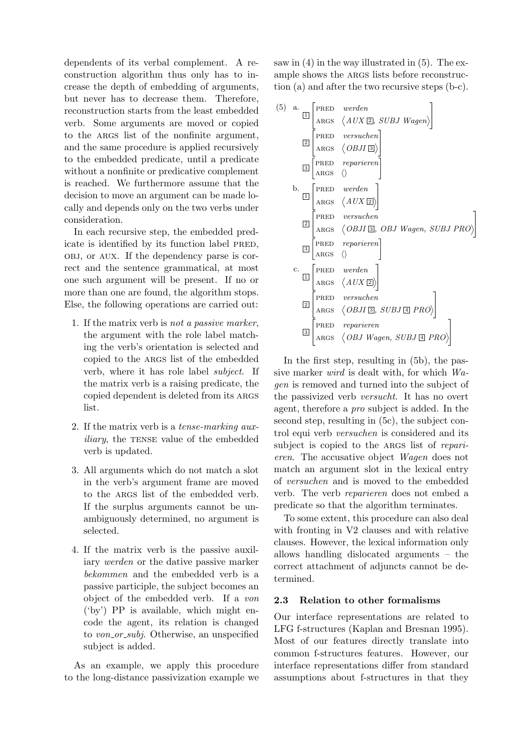dependents of its verbal complement. A reconstruction algorithm thus only has to increase the depth of embedding of arguments, but never has to decrease them. Therefore, reconstruction starts from the least embedded verb. Some arguments are moved or copied to the ARGS list of the nonfinite argument, and the same procedure is applied recursively to the embedded predicate, until a predicate without a nonfinite or predicative complement is reached. We furthermore assume that the decision to move an argument can be made locally and depends only on the two verbs under consideration.

In each recursive step, the embedded predicate is identified by its function label PRED, OBJ, or AUX. If the dependency parse is correct and the sentence grammatical, at most one such argument will be present. If no or more than one are found, the algorithm stops. Else, the following operations are carried out:

1. If the matrix verb is *not a passive marker*, the argument with the role label matching the verb's orientation is selected and copied to the ARGS list of the embedded verb, where it has role label *subject*. If the matrix verb is a raising predicate, the copied dependent is deleted from its ARGS list.
2. If the matrix verb is a *tense-marking auxiliary*, the TENSE value of the embedded verb is updated.
3. All arguments which do not match a slot in the verb's argument frame are moved to the ARGS list of the embedded verb. If the surplus arguments cannot be unambiguously determined, no argument is selected.
4. If the matrix verb is the passive auxiliary *werden* or the dative passive marker *bekommen* and the embedded verb is a passive participle, the subject becomes an object of the embedded verb. If a *von* ('by') PP is available, which might encode the agent, its relation is changed to *von_or_subj*. Otherwise, an unspecified subject is added.

As an example, we apply this procedure to the long-distance passivization example we saw in (4) in the way illustrated in (5). The example shows the ARGS lists before reconstruction (a) and after the two recursive steps (b-c).

(5) a.
[1] [PRED *werden*, ARGS ⟨*AUX* [2], *SUBJ Wagen*⟩]
[2] [PRED *versuchen*, ARGS ⟨*OBJI* [3]⟩]
[3] [PRED *reparieren*, ARGS ⟨⟩]

b.
[1] [PRED *werden*, ARGS ⟨*AUX* [2]⟩]
[2] [PRED *versuchen*, ARGS ⟨*OBJI* [3], *OBJ Wagen*, *SUBJ PRO*⟩]
[3] [PRED *reparieren*, ARGS ⟨⟩]

c.
[1] [PRED *werden*, ARGS ⟨*AUX* [2]⟩]
[2] [PRED *versuchen*, ARGS ⟨*OBJI* [3], *SUBJ* [4] *PRO*⟩]
[3] [PRED *reparieren*, ARGS ⟨*OBJ Wagen*, *SUBJ* [4] *PRO*⟩]

In the first step, resulting in (5b), the passive marker *wird* is dealt with, for which *Wagen* is removed and turned into the subject of the passivized verb *versucht*. It has no overt agent, therefore a *pro* subject is added. In the second step, resulting in (5c), the subject control equi verb *versuchen* is considered and its subject is copied to the ARGS list of *reparieren*. The accusative object *Wagen* does not match an argument slot in the lexical entry of *versuchen* and is moved to the embedded verb. The verb *reparieren* does not embed a predicate so that the algorithm terminates.

To some extent, this procedure can also deal with fronting in V2 clauses and with relative clauses. However, the lexical information only allows handling dislocated arguments – the correct attachment of adjuncts cannot be determined.

### 2.3 Relation to other formalisms

Our interface representations are related to LFG f-structures (Kaplan and Bresnan 1995). Most of our features directly translate into common f-structures features. However, our interface representations differ from standard assumptions about f-structures in that they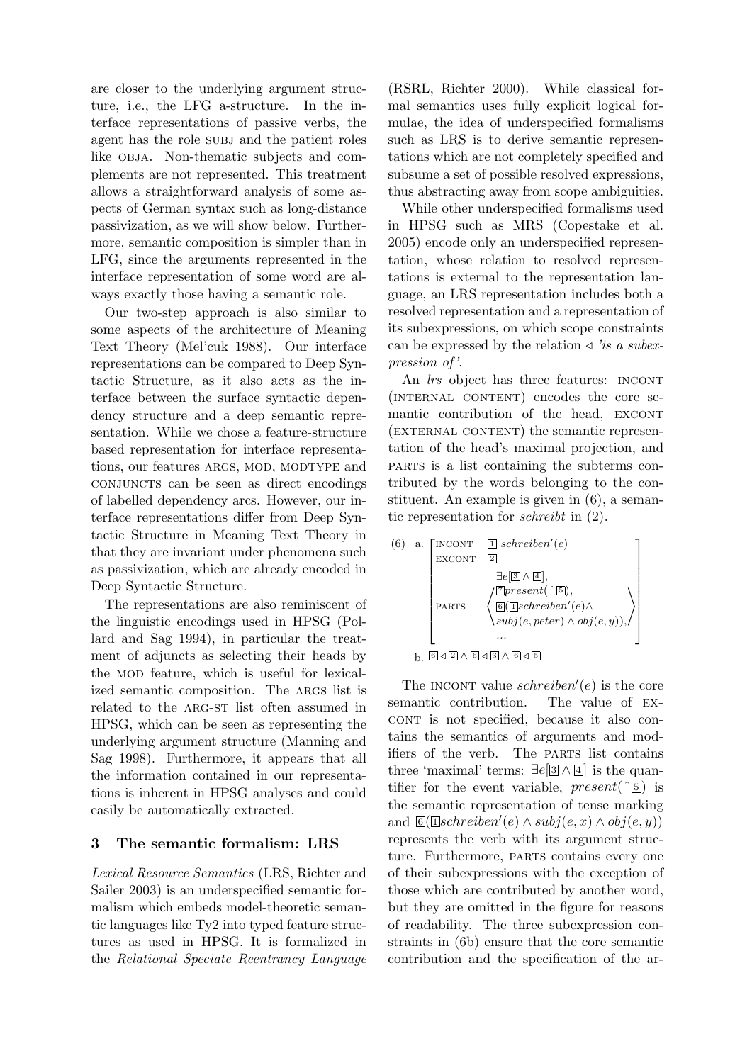are closer to the underlying argument structure, i.e., the LFG a-structure. In the interface representations of passive verbs, the agent has the role SUBJ and the patient roles like OBJA. Non-thematic subjects and complements are not represented. This treatment allows a straightforward analysis of some aspects of German syntax such as long-distance passivization, as we will show below. Furthermore, semantic composition is simpler than in LFG, since the arguments represented in the interface representation of some word are always exactly those having a semantic role.

Our two-step approach is also similar to some aspects of the architecture of Meaning Text Theory (Mel'cuk 1988). Our interface representations can be compared to Deep Syntactic Structure, as it also acts as the interface between the surface syntactic dependency structure and a deep semantic representation. While we chose a feature-structure based representation for interface representations, our features ARGS, MOD, MODTYPE and CONJUNCTS can be seen as direct encodings of labelled dependency arcs. However, our interface representations differ from Deep Syntactic Structure in Meaning Text Theory in that they are invariant under phenomena such as passivization, which are already encoded in Deep Syntactic Structure.

The representations are also reminiscent of the linguistic encodings used in HPSG (Pollard and Sag 1994), in particular the treatment of adjuncts as selecting their heads by the MOD feature, which is useful for lexicalized semantic composition. The ARGS list is related to the ARG-ST list often assumed in HPSG, which can be seen as representing the underlying argument structure (Manning and Sag 1998). Furthermore, it appears that all the information contained in our representations is inherent in HPSG analyses and could easily be automatically extracted.

## 3 The semantic formalism: LRS

*Lexical Resource Semantics* (LRS, Richter and Sailer 2003) is an underspecified semantic formalism which embeds model-theoretic semantic languages like Ty2 into typed feature structures as used in HPSG. It is formalized in the *Relational Speciate Reentrancy Language* (RSRL, Richter 2000). While classical formal semantics uses fully explicit logical formulae, the idea of underspecified formalisms such as LRS is to derive semantic representations which are not completely specified and subsume a set of possible resolved expressions, thus abstracting away from scope ambiguities.

While other underspecified formalisms used in HPSG such as MRS (Copestake et al. 2005) encode only an underspecified representation, whose relation to resolved representations is external to the representation language, an LRS representation includes both a resolved representation and a representation of its subexpressions, on which scope constraints can be expressed by the relation $\triangleleft$ *'is a subexpression of'*.

An *lrs* object has three features: INCONT (INTERNAL CONTENT) encodes the core semantic contribution of the head, EXCONT (EXTERNAL CONTENT) the semantic representation of the head's maximal projection, and PARTS is a list containing the subterms contributed by the words belonging to the constituent. An example is given in (6), a semantic representation for *schreibt* in (2).

(6) a.
$$\begin{bmatrix} \text{INCONT} & \boxed{1}\, schreiben'(e) \\ \text{EXCONT} & \boxed{2} \\ \text{PARTS} & \left\langle \begin{array}{l} \exists e[\boxed{3} \wedge \boxed{4}], \\ \boxed{7} present(\hat{}\,\boxed{5}), \\ \boxed{6}(\boxed{1} schreiben'(e) \wedge \\ subj(e, peter) \wedge obj(e, y)), \\ \ldots \end{array} \right\rangle \end{bmatrix}$$

b. $\boxed{6} \triangleleft \boxed{2} \wedge \boxed{6} \triangleleft \boxed{3} \wedge \boxed{6} \triangleleft \boxed{5}$

The INCONT value $schreiben'(e)$ is the core semantic contribution. The value of EXCONT is not specified, because it also contains the semantics of arguments and modifiers of the verb. The PARTS list contains three 'maximal' terms: $\exists e[\boxed{3} \wedge \boxed{4}]$ is the quantifier for the event variable, $present(\hat{}\,\boxed{5})$ is the semantic representation of tense marking and $\boxed{6}(\boxed{1} schreiben'(e) \wedge subj(e, x) \wedge obj(e, y))$ represents the verb with its argument structure. Furthermore, PARTS contains every one of their subexpressions with the exception of those which are contributed by another word, but they are omitted in the figure for reasons of readability. The three subexpression constraints in (6b) ensure that the core semantic contribution and the specification of the ar-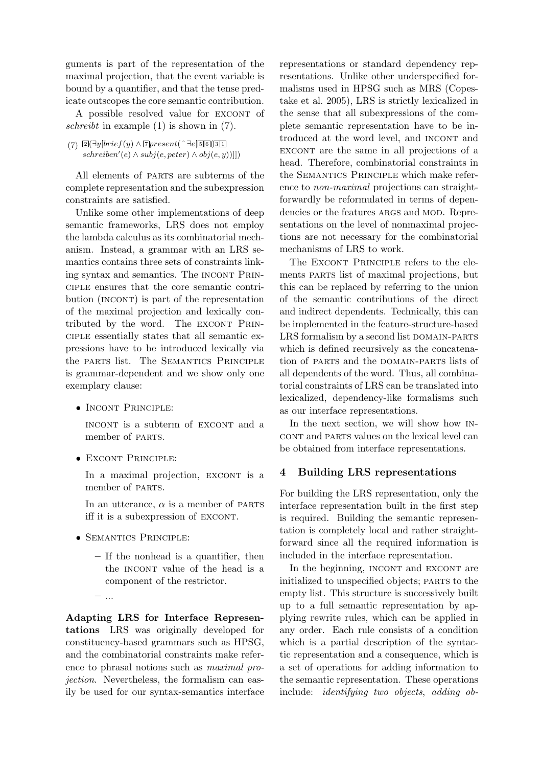guments is part of the representation of the maximal projection, that the event variable is bound by a quantifier, and that the tense predicate outscopes the core semantic contribution.

A possible resolved value for EXCONT of *schreibt* in example (1) is shown in (7).

(7) $\boxed{2}(\exists y[brief(y) \land \boxed{7}present(\hat{\ }\exists e[\boxed{5}\boxed{6}(\boxed{3}\boxed{1}$ $schreiben'(e) \land subj(e, peter) \land obj(e, y))]])$

All elements of PARTS are subterms of the complete representation and the subexpression constraints are satisfied.

Unlike some other implementations of deep semantic frameworks, LRS does not employ the lambda calculus as its combinatorial mechanism. Instead, a grammar with an LRS semantics contains three sets of constraints linking syntax and semantics. The INCONT PRINCIPLE ensures that the core semantic contribution (INCONT) is part of the representation of the maximal projection and lexically contributed by the word. The EXCONT PRINCIPLE essentially states that all semantic expressions have to be introduced lexically via the PARTS list. The SEMANTICS PRINCIPLE is grammar-dependent and we show only one exemplary clause:

- INCONT PRINCIPLE:

  INCONT is a subterm of EXCONT and a member of PARTS.

- EXCONT PRINCIPLE:

  In a maximal projection, EXCONT is a member of PARTS.

  In an utterance, $\alpha$ is a member of PARTS iff it is a subexpression of EXCONT.

- SEMANTICS PRINCIPLE:

  – If the nonhead is a quantifier, then the INCONT value of the head is a component of the restrictor.

  – ...

**Adapting LRS for Interface Representations** LRS was originally developed for constituency-based grammars such as HPSG, and the combinatorial constraints make reference to phrasal notions such as *maximal projection*. Nevertheless, the formalism can easily be used for our syntax-semantics interface representations or standard dependency representations. Unlike other underspecified formalisms used in HPSG such as MRS (Copestake et al. 2005), LRS is strictly lexicalized in the sense that all subexpressions of the complete semantic representation have to be introduced at the word level, and INCONT and EXCONT are the same in all projections of a head. Therefore, combinatorial constraints in the SEMANTICS PRINCIPLE which make reference to *non-maximal* projections can straightforwardly be reformulated in terms of dependencies or the features ARGS and MOD. Representations on the level of nonmaximal projections are not necessary for the combinatorial mechanisms of LRS to work.

The EXCONT PRINCIPLE refers to the elements PARTS list of maximal projections, but this can be replaced by referring to the union of the semantic contributions of the direct and indirect dependents. Technically, this can be implemented in the feature-structure-based LRS formalism by a second list DOMAIN-PARTS which is defined recursively as the concatenation of PARTS and the DOMAIN-PARTS lists of all dependents of the word. Thus, all combinatorial constraints of LRS can be translated into lexicalized, dependency-like formalisms such as our interface representations.

In the next section, we will show how INCONT and PARTS values on the lexical level can be obtained from interface representations.

## 4 Building LRS representations

For building the LRS representation, only the interface representation built in the first step is required. Building the semantic representation is completely local and rather straightforward since all the required information is included in the interface representation.

In the beginning, INCONT and EXCONT are initialized to unspecified objects; PARTS to the empty list. This structure is successively built up to a full semantic representation by applying rewrite rules, which can be applied in any order. Each rule consists of a condition which is a partial description of the syntactic representation and a consequence, which is a set of operations for adding information to the semantic representation. These operations include: *identifying two objects*, *adding ob-*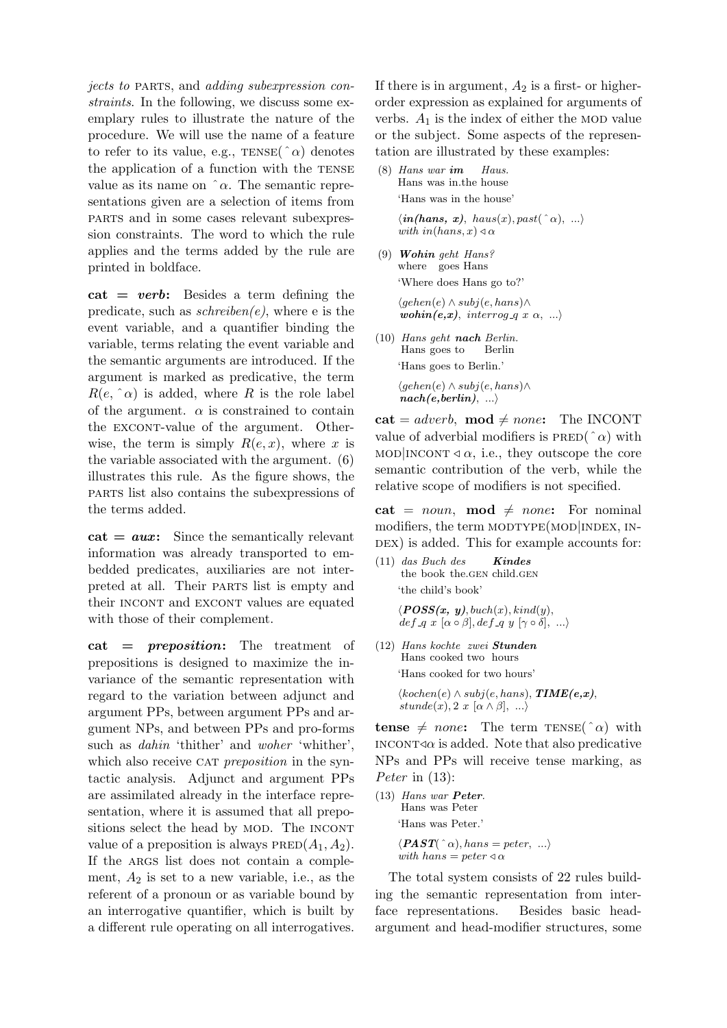*jects to* PARTS, and *adding subexpression constraints*. In the following, we discuss some exemplary rules to illustrate the nature of the procedure. We will use the name of a feature to refer to its value, e.g., TENSE($\hat{}\alpha$) denotes the application of a function with the TENSE value as its name on $\hat{}\alpha$. The semantic representations given are a selection of items from PARTS and in some cases relevant subexpression constraints. The word to which the rule applies and the terms added by the rule are printed in boldface.

**cat = *verb*:** Besides a term defining the predicate, such as *schreiben(e)*, where e is the event variable, and a quantifier binding the variable, terms relating the event variable and the semantic arguments are introduced. If the argument is marked as predicative, the term $R(e, \hat{}\alpha)$ is added, where $R$ is the role label of the argument. $\alpha$ is constrained to contain the EXCONT-value of the argument. Otherwise, the term is simply $R(e, x)$, where $x$ is the variable associated with the argument. (6) illustrates this rule. As the figure shows, the PARTS list also contains the subexpressions of the terms added.

**cat = *aux*:** Since the semantically relevant information was already transported to embedded predicates, auxiliaries are not interpreted at all. Their PARTS list is empty and their INCONT and EXCONT values are equated with those of their complement.

**cat = *preposition*:** The treatment of prepositions is designed to maximize the invariance of the semantic representation with regard to the variation between adjunct and argument PPs, between argument PPs and argument NPs, and between PPs and pro-forms such as *dahin* 'thither' and *woher* 'whither', which also receive CAT *preposition* in the syntactic analysis. Adjunct and argument PPs are assimilated already in the interface representation, where it is assumed that all prepositions select the head by MOD. The INCONT value of a preposition is always PRED($A_1, A_2$). If the ARGS list does not contain a complement, $A_2$ is set to a new variable, i.e., as the referent of a pronoun or as variable bound by an interrogative quantifier, which is built by a different rule operating on all interrogatives. If there is in argument, $A_2$ is a first- or higher-order expression as explained for arguments of verbs. $A_1$ is the index of either the MOD value or the subject. Some aspects of the representation are illustrated by these examples:

(8) *Hans war **im** Haus.*
Hans was in.the house
'Hans was in the house'
$\langle \boldsymbol{in(hans,\ x)},\ haus(x), past(\hat{}\alpha),\ ...\rangle$
*with* $in(hans, x) \triangleleft \alpha$

(9) ***Wohin** geht Hans?*
where goes Hans
'Where does Hans go to?'
$\langle gehen(e) \wedge subj(e, hans) \wedge$
$\boldsymbol{wohin(e,x)},\ interrog\_q\ x\ \alpha,\ ...\rangle$

(10) *Hans geht **nach** Berlin.*
Hans goes to Berlin
'Hans goes to Berlin.'
$\langle gehen(e) \wedge subj(e, hans) \wedge$
$\boldsymbol{nach(e,berlin)},\ ...\rangle$

**cat** = *adverb*, **mod** $\neq$ *none*: The INCONT value of adverbial modifiers is PRED($\hat{}\alpha$) with MOD|INCONT $\triangleleft\ \alpha$, i.e., they outscope the core semantic contribution of the verb, while the relative scope of modifiers is not specified.

**cat** = *noun*, **mod** $\neq$ *none*: For nominal modifiers, the term MODTYPE(MOD|INDEX, INDEX) is added. This for example accounts for:

(11) *das Buch des **Kindes***
the book the.GEN child.GEN
'the child's book'
$\langle \boldsymbol{POSS(x,\ y)}, buch(x), kind(y),$
$def\_q\ x\ [\alpha \circ \beta], def\_q\ y\ [\gamma \circ \delta],\ ...\rangle$

(12) *Hans kochte zwei **Stunden***
Hans cooked two hours
'Hans cooked for two hours'
$\langle kochen(e) \wedge subj(e, hans), \boldsymbol{TIME(e,x)},$
$stunde(x), 2\ x\ [\alpha \wedge \beta],\ ...\rangle$

**tense** $\neq$ *none*: The term TENSE($\hat{}\alpha$) with INCONT$\triangleleft\alpha$ is added. Note that also predicative NPs and PPs will receive tense marking, as *Peter* in (13):

(13) *Hans war **Peter**.*
Hans was Peter
'Hans was Peter.'
$\langle \boldsymbol{PAST}(\hat{}\alpha), hans = peter,\ ...\rangle$
*with* $hans = peter \triangleleft \alpha$

The total system consists of 22 rules building the semantic representation from interface representations. Besides basic head-argument and head-modifier structures, some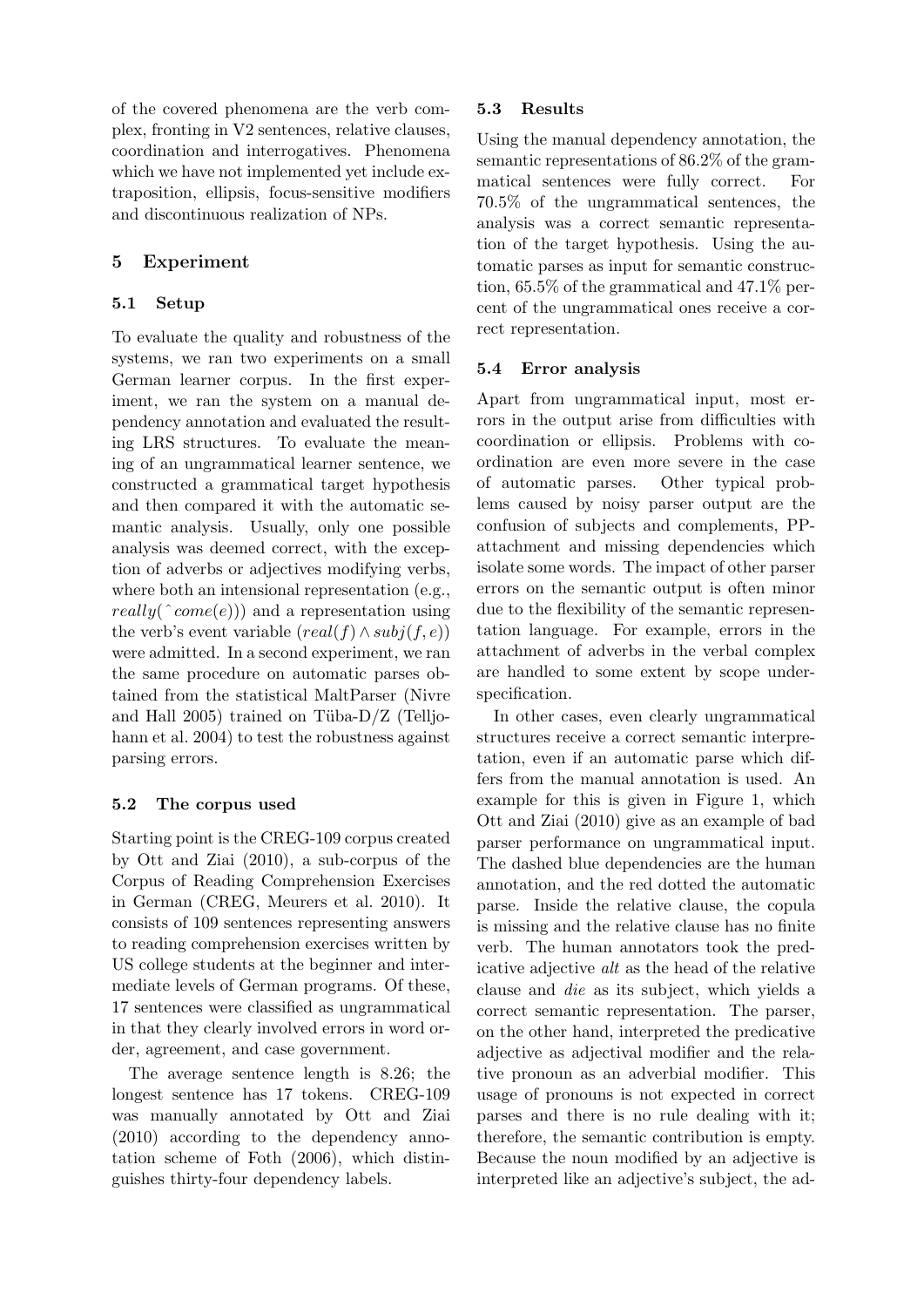of the covered phenomena are the verb complex, fronting in V2 sentences, relative clauses, coordination and interrogatives. Phenomena which we have not implemented yet include extraposition, ellipsis, focus-sensitive modifiers and discontinuous realization of NPs.

## 5 Experiment

### 5.1 Setup

To evaluate the quality and robustness of the systems, we ran two experiments on a small German learner corpus. In the first experiment, we ran the system on a manual dependency annotation and evaluated the resulting LRS structures. To evaluate the meaning of an ungrammatical learner sentence, we constructed a grammatical target hypothesis and then compared it with the automatic semantic analysis. Usually, only one possible analysis was deemed correct, with the exception of adverbs or adjectives modifying verbs, where both an intensional representation (e.g., $really(\hat{\ } come(e))$) and a representation using the verb's event variable ($real(f) \wedge subj(f, e)$) were admitted. In a second experiment, we ran the same procedure on automatic parses obtained from the statistical MaltParser (Nivre and Hall 2005) trained on Tüba-D/Z (Telljohann et al. 2004) to test the robustness against parsing errors.

### 5.2 The corpus used

Starting point is the CREG-109 corpus created by Ott and Ziai (2010), a sub-corpus of the Corpus of Reading Comprehension Exercises in German (CREG, Meurers et al. 2010). It consists of 109 sentences representing answers to reading comprehension exercises written by US college students at the beginner and intermediate levels of German programs. Of these, 17 sentences were classified as ungrammatical in that they clearly involved errors in word order, agreement, and case government.

The average sentence length is 8.26; the longest sentence has 17 tokens. CREG-109 was manually annotated by Ott and Ziai (2010) according to the dependency annotation scheme of Foth (2006), which distinguishes thirty-four dependency labels.

### 5.3 Results

Using the manual dependency annotation, the semantic representations of 86.2% of the grammatical sentences were fully correct. For 70.5% of the ungrammatical sentences, the analysis was a correct semantic representation of the target hypothesis. Using the automatic parses as input for semantic construction, 65.5% of the grammatical and 47.1% percent of the ungrammatical ones receive a correct representation.

### 5.4 Error analysis

Apart from ungrammatical input, most errors in the output arise from difficulties with coordination or ellipsis. Problems with coordination are even more severe in the case of automatic parses. Other typical problems caused by noisy parser output are the confusion of subjects and complements, PP-attachment and missing dependencies which isolate some words. The impact of other parser errors on the semantic output is often minor due to the flexibility of the semantic representation language. For example, errors in the attachment of adverbs in the verbal complex are handled to some extent by scope underspecification.

In other cases, even clearly ungrammatical structures receive a correct semantic interpretation, even if an automatic parse which differs from the manual annotation is used. An example for this is given in Figure 1, which Ott and Ziai (2010) give as an example of bad parser performance on ungrammatical input. The dashed blue dependencies are the human annotation, and the red dotted the automatic parse. Inside the relative clause, the copula is missing and the relative clause has no finite verb. The human annotators took the predicative adjective *alt* as the head of the relative clause and *die* as its subject, which yields a correct semantic representation. The parser, on the other hand, interpreted the predicative adjective as adjectival modifier and the relative pronoun as an adverbial modifier. This usage of pronouns is not expected in correct parses and there is no rule dealing with it; therefore, the semantic contribution is empty. Because the noun modified by an adjective is interpreted like an adjective's subject, the ad-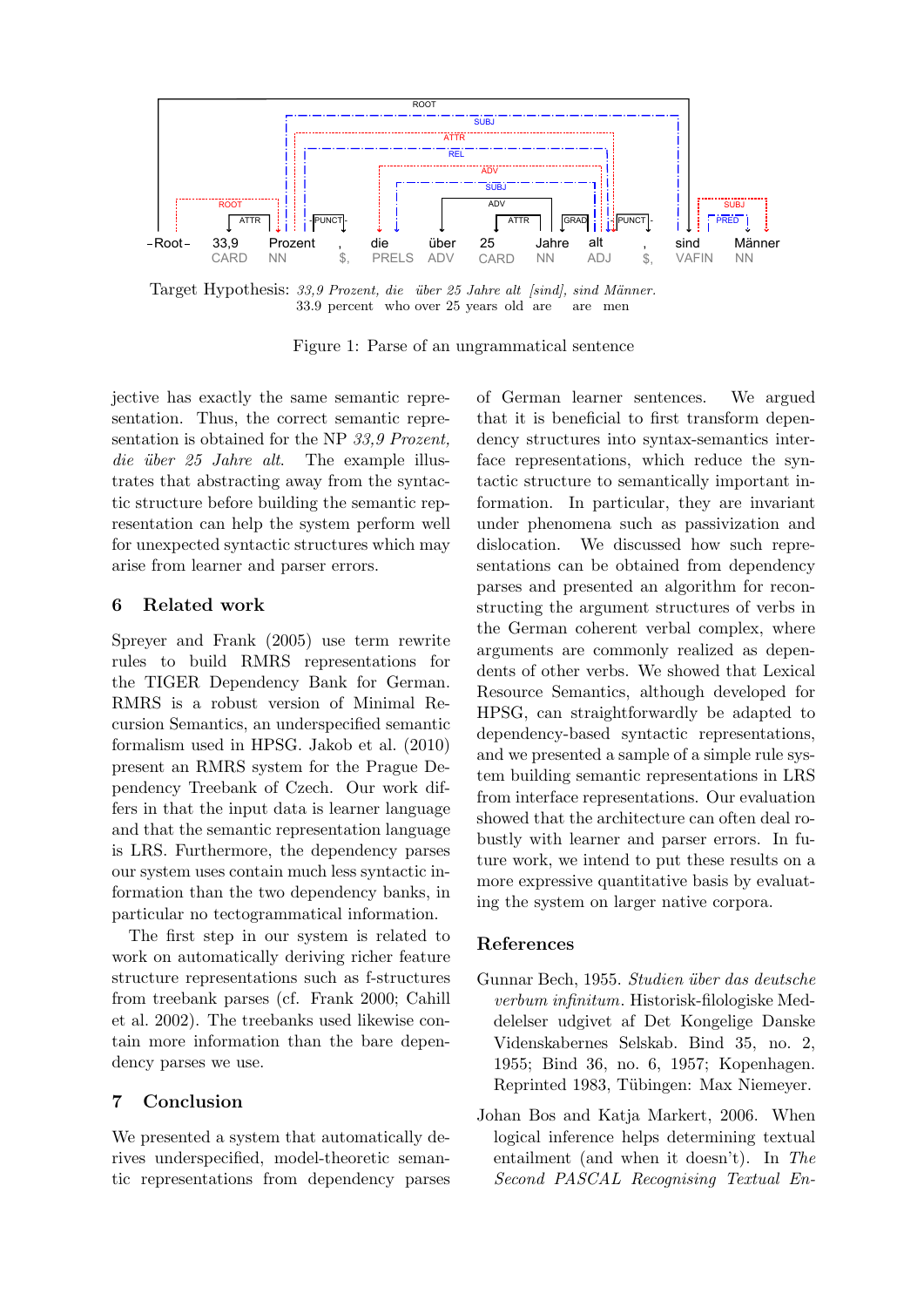-Root- 33,9 Prozent , die über 25 Jahre alt , sind Männer
CARD NN $, PRELS ADV CARD NN ADJ $, VAFIN NN

Target Hypothesis: *33,9 Prozent, die über 25 Jahre alt [sind], sind Männer.*
33.9 percent who over 25 years old are are men

Figure 1: Parse of an ungrammatical sentence

jective has exactly the same semantic representation. Thus, the correct semantic representation is obtained for the NP *33,9 Prozent, die über 25 Jahre alt*. The example illustrates that abstracting away from the syntactic structure before building the semantic representation can help the system perform well for unexpected syntactic structures which may arise from learner and parser errors.

## 6 Related work

Spreyer and Frank (2005) use term rewrite rules to build RMRS representations for the TIGER Dependency Bank for German. RMRS is a robust version of Minimal Recursion Semantics, an underspecified semantic formalism used in HPSG. Jakob et al. (2010) present an RMRS system for the Prague Dependency Treebank of Czech. Our work differs in that the input data is learner language and that the semantic representation language is LRS. Furthermore, the dependency parses our system uses contain much less syntactic information than the two dependency banks, in particular no tectogrammatical information.

The first step in our system is related to work on automatically deriving richer feature structure representations such as f-structures from treebank parses (cf. Frank 2000; Cahill et al. 2002). The treebanks used likewise contain more information than the bare dependency parses we use.

## 7 Conclusion

We presented a system that automatically derives underspecified, model-theoretic semantic representations from dependency parses of German learner sentences. We argued that it is beneficial to first transform dependency structures into syntax-semantics interface representations, which reduce the syntactic structure to semantically important information. In particular, they are invariant under phenomena such as passivization and dislocation. We discussed how such representations can be obtained from dependency parses and presented an algorithm for reconstructing the argument structures of verbs in the German coherent verbal complex, where arguments are commonly realized as dependents of other verbs. We showed that Lexical Resource Semantics, although developed for HPSG, can straightforwardly be adapted to dependency-based syntactic representations, and we presented a sample of a simple rule system building semantic representations in LRS from interface representations. Our evaluation showed that the architecture can often deal robustly with learner and parser errors. In future work, we intend to put these results on a more expressive quantitative basis by evaluating the system on larger native corpora.

## References

Gunnar Bech, 1955. *Studien über das deutsche verbum infinitum*. Historisk-filologiske Meddelelser udgivet af Det Kongelige Danske Videnskabernes Selskab. Bind 35, no. 2, 1955; Bind 36, no. 6, 1957; Kopenhagen. Reprinted 1983, Tübingen: Max Niemeyer.

Johan Bos and Katja Markert, 2006. When logical inference helps determining textual entailment (and when it doesn't). In *The Second PASCAL Recognising Textual En-*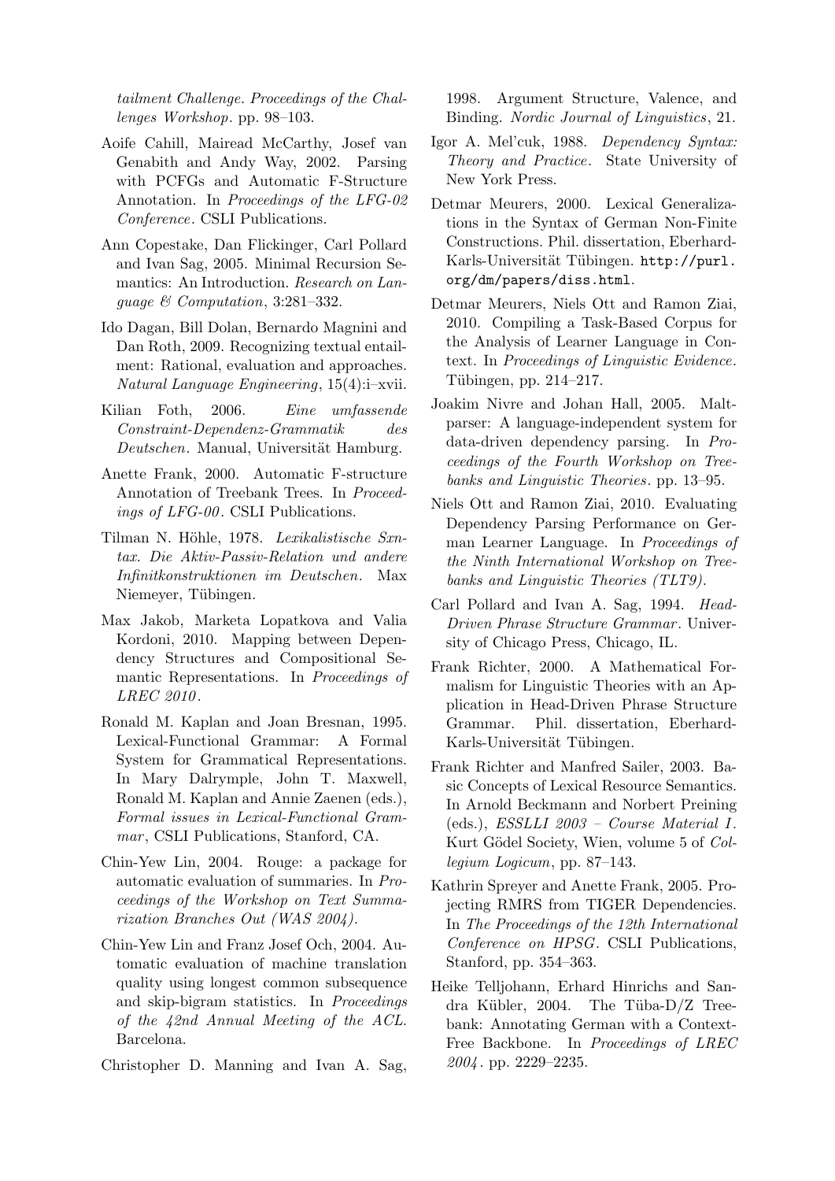*tailment Challenge. Proceedings of the Challenges Workshop*. pp. 98–103.

Aoife Cahill, Mairead McCarthy, Josef van Genabith and Andy Way, 2002. Parsing with PCFGs and Automatic F-Structure Annotation. In *Proceedings of the LFG-02 Conference*. CSLI Publications.

Ann Copestake, Dan Flickinger, Carl Pollard and Ivan Sag, 2005. Minimal Recursion Semantics: An Introduction. *Research on Language & Computation*, 3:281–332.

Ido Dagan, Bill Dolan, Bernardo Magnini and Dan Roth, 2009. Recognizing textual entailment: Rational, evaluation and approaches. *Natural Language Engineering*, 15(4):i–xvii.

Kilian Foth, 2006. *Eine umfassende Constraint-Dependenz-Grammatik des Deutschen*. Manual, Universität Hamburg.

Anette Frank, 2000. Automatic F-structure Annotation of Treebank Trees. In *Proceedings of LFG-00*. CSLI Publications.

Tilman N. Höhle, 1978. *Lexikalistische Sxntax. Die Aktiv-Passiv-Relation und andere Infinitkonstruktionen im Deutschen*. Max Niemeyer, Tübingen.

Max Jakob, Marketa Lopatkova and Valia Kordoni, 2010. Mapping between Dependency Structures and Compositional Semantic Representations. In *Proceedings of LREC 2010*.

Ronald M. Kaplan and Joan Bresnan, 1995. Lexical-Functional Grammar: A Formal System for Grammatical Representations. In Mary Dalrymple, John T. Maxwell, Ronald M. Kaplan and Annie Zaenen (eds.), *Formal issues in Lexical-Functional Grammar*, CSLI Publications, Stanford, CA.

Chin-Yew Lin, 2004. Rouge: a package for automatic evaluation of summaries. In *Proceedings of the Workshop on Text Summarization Branches Out (WAS 2004)*.

Chin-Yew Lin and Franz Josef Och, 2004. Automatic evaluation of machine translation quality using longest common subsequence and skip-bigram statistics. In *Proceedings of the 42nd Annual Meeting of the ACL*. Barcelona.

Christopher D. Manning and Ivan A. Sag, 1998. Argument Structure, Valence, and Binding. *Nordic Journal of Linguistics*, 21.

Igor A. Mel'cuk, 1988. *Dependency Syntax: Theory and Practice*. State University of New York Press.

Detmar Meurers, 2000. Lexical Generalizations in the Syntax of German Non-Finite Constructions. Phil. dissertation, Eberhard-Karls-Universität Tübingen. http://purl.org/dm/papers/diss.html.

Detmar Meurers, Niels Ott and Ramon Ziai, 2010. Compiling a Task-Based Corpus for the Analysis of Learner Language in Context. In *Proceedings of Linguistic Evidence*. Tübingen, pp. 214–217.

Joakim Nivre and Johan Hall, 2005. Maltparser: A language-independent system for data-driven dependency parsing. In *Proceedings of the Fourth Workshop on Treebanks and Linguistic Theories*. pp. 13–95.

Niels Ott and Ramon Ziai, 2010. Evaluating Dependency Parsing Performance on German Learner Language. In *Proceedings of the Ninth International Workshop on Treebanks and Linguistic Theories (TLT9)*.

Carl Pollard and Ivan A. Sag, 1994. *Head-Driven Phrase Structure Grammar*. University of Chicago Press, Chicago, IL.

Frank Richter, 2000. A Mathematical Formalism for Linguistic Theories with an Application in Head-Driven Phrase Structure Grammar. Phil. dissertation, Eberhard-Karls-Universität Tübingen.

Frank Richter and Manfred Sailer, 2003. Basic Concepts of Lexical Resource Semantics. In Arnold Beckmann and Norbert Preining (eds.), *ESSLLI 2003 – Course Material I*. Kurt Gödel Society, Wien, volume 5 of *Collegium Logicum*, pp. 87–143.

Kathrin Spreyer and Anette Frank, 2005. Projecting RMRS from TIGER Dependencies. In *The Proceedings of the 12th International Conference on HPSG*. CSLI Publications, Stanford, pp. 354–363.

Heike Telljohann, Erhard Hinrichs and Sandra Kübler, 2004. The Tüba-D/Z Treebank: Annotating German with a Context-Free Backbone. In *Proceedings of LREC 2004*. pp. 2229–2235.